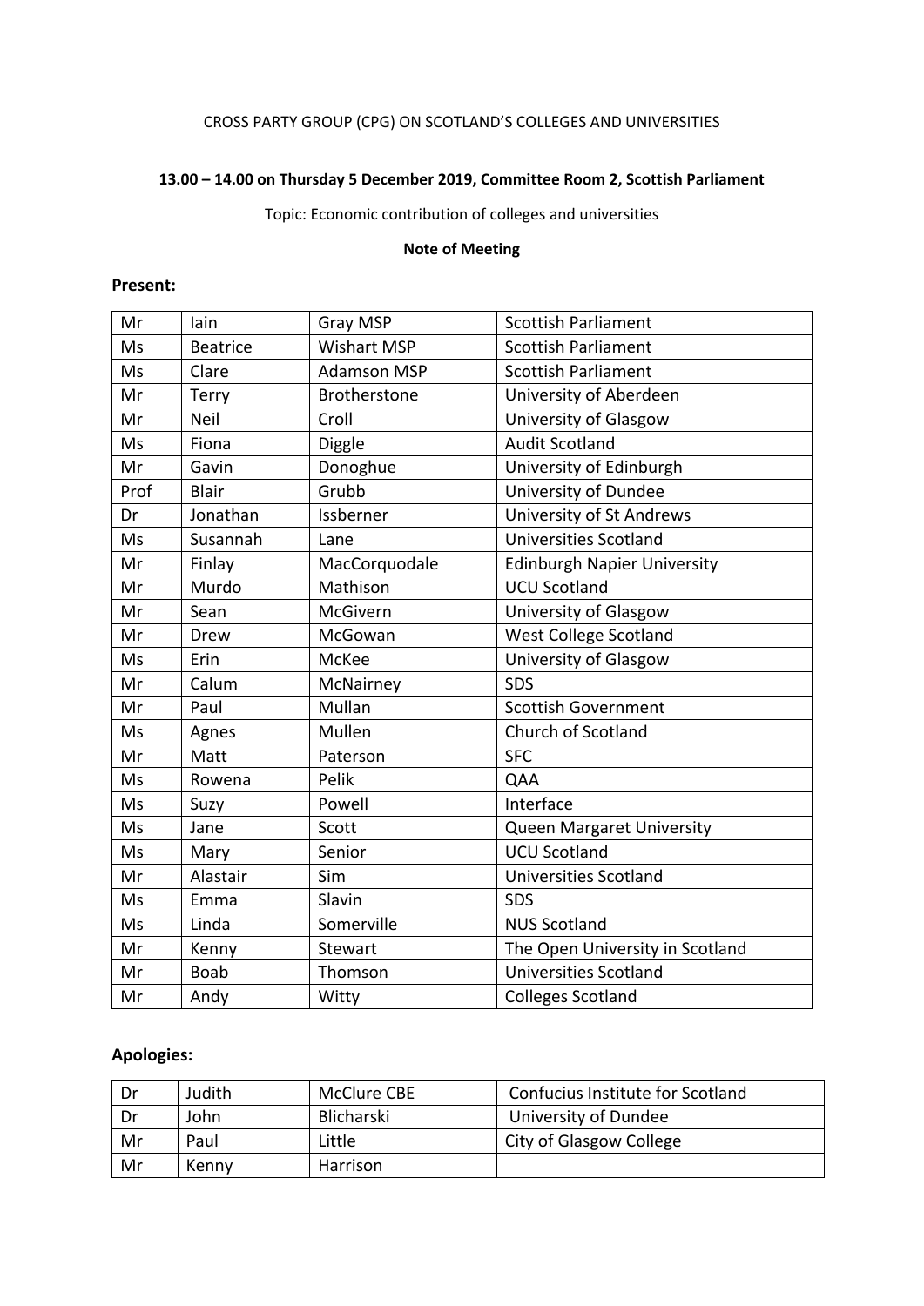CROSS PARTY GROUP (CPG) ON SCOTLAND'S COLLEGES AND UNIVERSITIES

**13.00 – 14.00 on Thursday 5 December 2019, Committee Room 2, Scottish Parliament**

Topic: Economic contribution of colleges and universities

**Note of Meeting**

**Present:**

| | | | |
|---|---|---|---|
| Mr | Iain | Gray MSP | Scottish Parliament |
| Ms | Beatrice | Wishart MSP | Scottish Parliament |
| Ms | Clare | Adamson MSP | Scottish Parliament |
| Mr | Terry | Brotherstone | University of Aberdeen |
| Mr | Neil | Croll | University of Glasgow |
| Ms | Fiona | Diggle | Audit Scotland |
| Mr | Gavin | Donoghue | University of Edinburgh |
| Prof | Blair | Grubb | University of Dundee |
| Dr | Jonathan | Issberner | University of St Andrews |
| Ms | Susannah | Lane | Universities Scotland |
| Mr | Finlay | MacCorquodale | Edinburgh Napier University |
| Mr | Murdo | Mathison | UCU Scotland |
| Mr | Sean | McGivern | University of Glasgow |
| Mr | Drew | McGowan | West College Scotland |
| Ms | Erin | McKee | University of Glasgow |
| Mr | Calum | McNairney | SDS |
| Mr | Paul | Mullan | Scottish Government |
| Ms | Agnes | Mullen | Church of Scotland |
| Mr | Matt | Paterson | SFC |
| Ms | Rowena | Pelik | QAA |
| Ms | Suzy | Powell | Interface |
| Ms | Jane | Scott | Queen Margaret University |
| Ms | Mary | Senior | UCU Scotland |
| Mr | Alastair | Sim | Universities Scotland |
| Ms | Emma | Slavin | SDS |
| Ms | Linda | Somerville | NUS Scotland |
| Mr | Kenny | Stewart | The Open University in Scotland |
| Mr | Boab | Thomson | Universities Scotland |
| Mr | Andy | Witty | Colleges Scotland |

**Apologies:**

| | | | |
|---|---|---|---|
| Dr | Judith | McClure CBE | Confucius Institute for Scotland |
| Dr | John | Blicharski | University of Dundee |
| Mr | Paul | Little | City of Glasgow College |
| Mr | Kenny | Harrison | |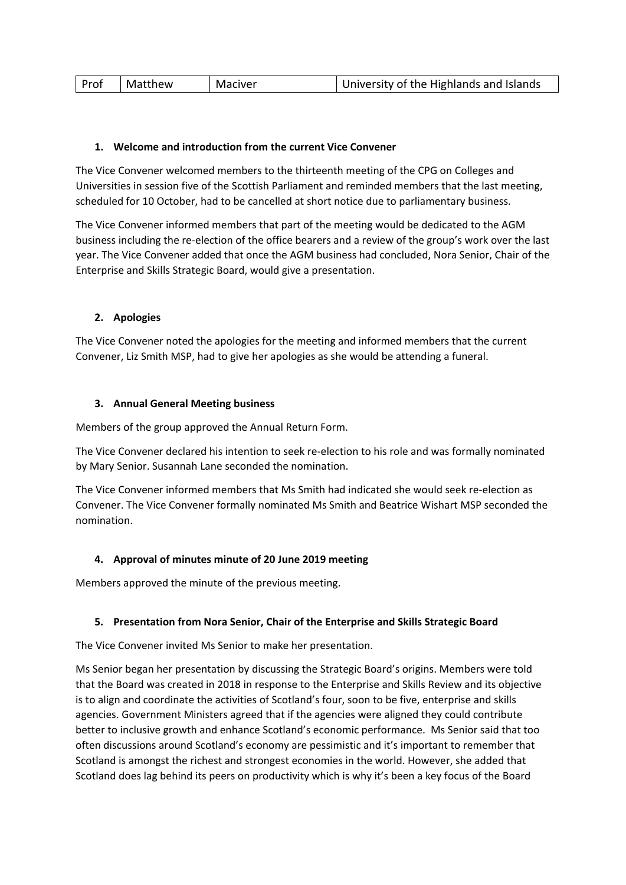| | | | |
|---|---|---|---|
| Prof | Matthew | Maciver | University of the Highlands and Islands |

**1. Welcome and introduction from the current Vice Convener**

The Vice Convener welcomed members to the thirteenth meeting of the CPG on Colleges and Universities in session five of the Scottish Parliament and reminded members that the last meeting, scheduled for 10 October, had to be cancelled at short notice due to parliamentary business.

The Vice Convener informed members that part of the meeting would be dedicated to the AGM business including the re-election of the office bearers and a review of the group's work over the last year. The Vice Convener added that once the AGM business had concluded, Nora Senior, Chair of the Enterprise and Skills Strategic Board, would give a presentation.

**2. Apologies**

The Vice Convener noted the apologies for the meeting and informed members that the current Convener, Liz Smith MSP, had to give her apologies as she would be attending a funeral.

**3. Annual General Meeting business**

Members of the group approved the Annual Return Form.

The Vice Convener declared his intention to seek re-election to his role and was formally nominated by Mary Senior. Susannah Lane seconded the nomination.

The Vice Convener informed members that Ms Smith had indicated she would seek re-election as Convener. The Vice Convener formally nominated Ms Smith and Beatrice Wishart MSP seconded the nomination.

**4. Approval of minutes minute of 20 June 2019 meeting**

Members approved the minute of the previous meeting.

**5. Presentation from Nora Senior, Chair of the Enterprise and Skills Strategic Board**

The Vice Convener invited Ms Senior to make her presentation.

Ms Senior began her presentation by discussing the Strategic Board's origins. Members were told that the Board was created in 2018 in response to the Enterprise and Skills Review and its objective is to align and coordinate the activities of Scotland's four, soon to be five, enterprise and skills agencies. Government Ministers agreed that if the agencies were aligned they could contribute better to inclusive growth and enhance Scotland's economic performance. Ms Senior said that too often discussions around Scotland's economy are pessimistic and it's important to remember that Scotland is amongst the richest and strongest economies in the world. However, she added that Scotland does lag behind its peers on productivity which is why it's been a key focus of the Board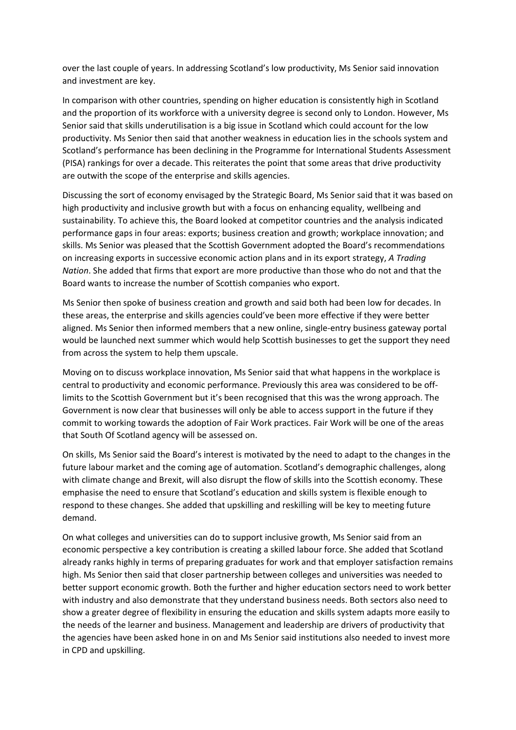over the last couple of years. In addressing Scotland's low productivity, Ms Senior said innovation and investment are key.

In comparison with other countries, spending on higher education is consistently high in Scotland and the proportion of its workforce with a university degree is second only to London. However, Ms Senior said that skills underutilisation is a big issue in Scotland which could account for the low productivity. Ms Senior then said that another weakness in education lies in the schools system and Scotland's performance has been declining in the Programme for International Students Assessment (PISA) rankings for over a decade. This reiterates the point that some areas that drive productivity are outwith the scope of the enterprise and skills agencies.

Discussing the sort of economy envisaged by the Strategic Board, Ms Senior said that it was based on high productivity and inclusive growth but with a focus on enhancing equality, wellbeing and sustainability. To achieve this, the Board looked at competitor countries and the analysis indicated performance gaps in four areas: exports; business creation and growth; workplace innovation; and skills. Ms Senior was pleased that the Scottish Government adopted the Board's recommendations on increasing exports in successive economic action plans and in its export strategy, *A Trading Nation*. She added that firms that export are more productive than those who do not and that the Board wants to increase the number of Scottish companies who export.

Ms Senior then spoke of business creation and growth and said both had been low for decades. In these areas, the enterprise and skills agencies could've been more effective if they were better aligned. Ms Senior then informed members that a new online, single-entry business gateway portal would be launched next summer which would help Scottish businesses to get the support they need from across the system to help them upscale.

Moving on to discuss workplace innovation, Ms Senior said that what happens in the workplace is central to productivity and economic performance. Previously this area was considered to be off-limits to the Scottish Government but it's been recognised that this was the wrong approach. The Government is now clear that businesses will only be able to access support in the future if they commit to working towards the adoption of Fair Work practices. Fair Work will be one of the areas that South Of Scotland agency will be assessed on.

On skills, Ms Senior said the Board's interest is motivated by the need to adapt to the changes in the future labour market and the coming age of automation. Scotland's demographic challenges, along with climate change and Brexit, will also disrupt the flow of skills into the Scottish economy. These emphasise the need to ensure that Scotland's education and skills system is flexible enough to respond to these changes. She added that upskilling and reskilling will be key to meeting future demand.

On what colleges and universities can do to support inclusive growth, Ms Senior said from an economic perspective a key contribution is creating a skilled labour force. She added that Scotland already ranks highly in terms of preparing graduates for work and that employer satisfaction remains high. Ms Senior then said that closer partnership between colleges and universities was needed to better support economic growth. Both the further and higher education sectors need to work better with industry and also demonstrate that they understand business needs. Both sectors also need to show a greater degree of flexibility in ensuring the education and skills system adapts more easily to the needs of the learner and business. Management and leadership are drivers of productivity that the agencies have been asked hone in on and Ms Senior said institutions also needed to invest more in CPD and upskilling.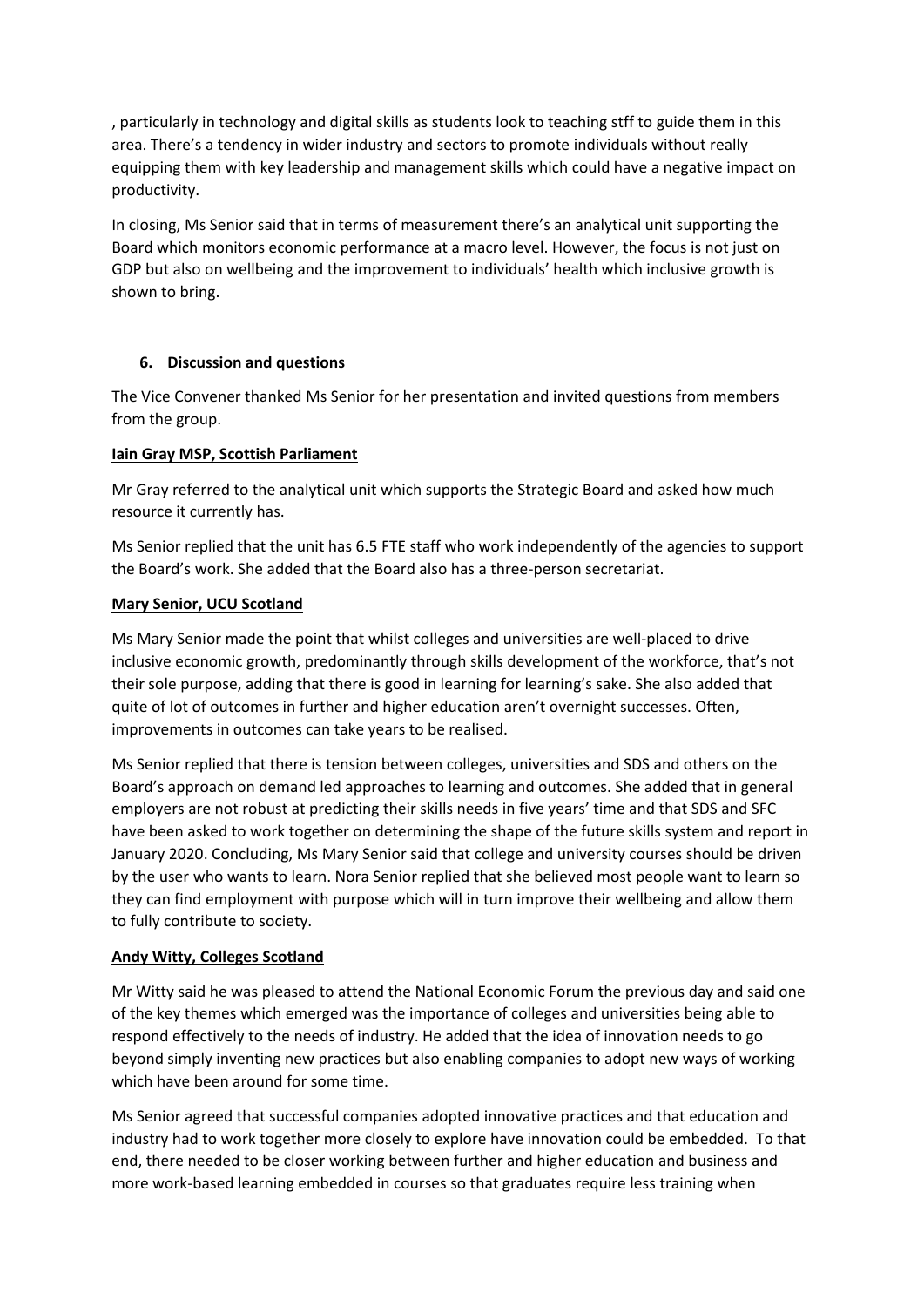, particularly in technology and digital skills as students look to teaching stff to guide them in this area. There's a tendency in wider industry and sectors to promote individuals without really equipping them with key leadership and management skills which could have a negative impact on productivity.

In closing, Ms Senior said that in terms of measurement there's an analytical unit supporting the Board which monitors economic performance at a macro level. However, the focus is not just on GDP but also on wellbeing and the improvement to individuals' health which inclusive growth is shown to bring.

### 6. Discussion and questions

The Vice Convener thanked Ms Senior for her presentation and invited questions from members from the group.

**Iain Gray MSP, Scottish Parliament**

Mr Gray referred to the analytical unit which supports the Strategic Board and asked how much resource it currently has.

Ms Senior replied that the unit has 6.5 FTE staff who work independently of the agencies to support the Board's work. She added that the Board also has a three-person secretariat.

**Mary Senior, UCU Scotland**

Ms Mary Senior made the point that whilst colleges and universities are well-placed to drive inclusive economic growth, predominantly through skills development of the workforce, that's not their sole purpose, adding that there is good in learning for learning's sake. She also added that quite of lot of outcomes in further and higher education aren't overnight successes. Often, improvements in outcomes can take years to be realised.

Ms Senior replied that there is tension between colleges, universities and SDS and others on the Board's approach on demand led approaches to learning and outcomes. She added that in general employers are not robust at predicting their skills needs in five years' time and that SDS and SFC have been asked to work together on determining the shape of the future skills system and report in January 2020. Concluding, Ms Mary Senior said that college and university courses should be driven by the user who wants to learn. Nora Senior replied that she believed most people want to learn so they can find employment with purpose which will in turn improve their wellbeing and allow them to fully contribute to society.

**Andy Witty, Colleges Scotland**

Mr Witty said he was pleased to attend the National Economic Forum the previous day and said one of the key themes which emerged was the importance of colleges and universities being able to respond effectively to the needs of industry. He added that the idea of innovation needs to go beyond simply inventing new practices but also enabling companies to adopt new ways of working which have been around for some time.

Ms Senior agreed that successful companies adopted innovative practices and that education and industry had to work together more closely to explore have innovation could be embedded. To that end, there needed to be closer working between further and higher education and business and more work-based learning embedded in courses so that graduates require less training when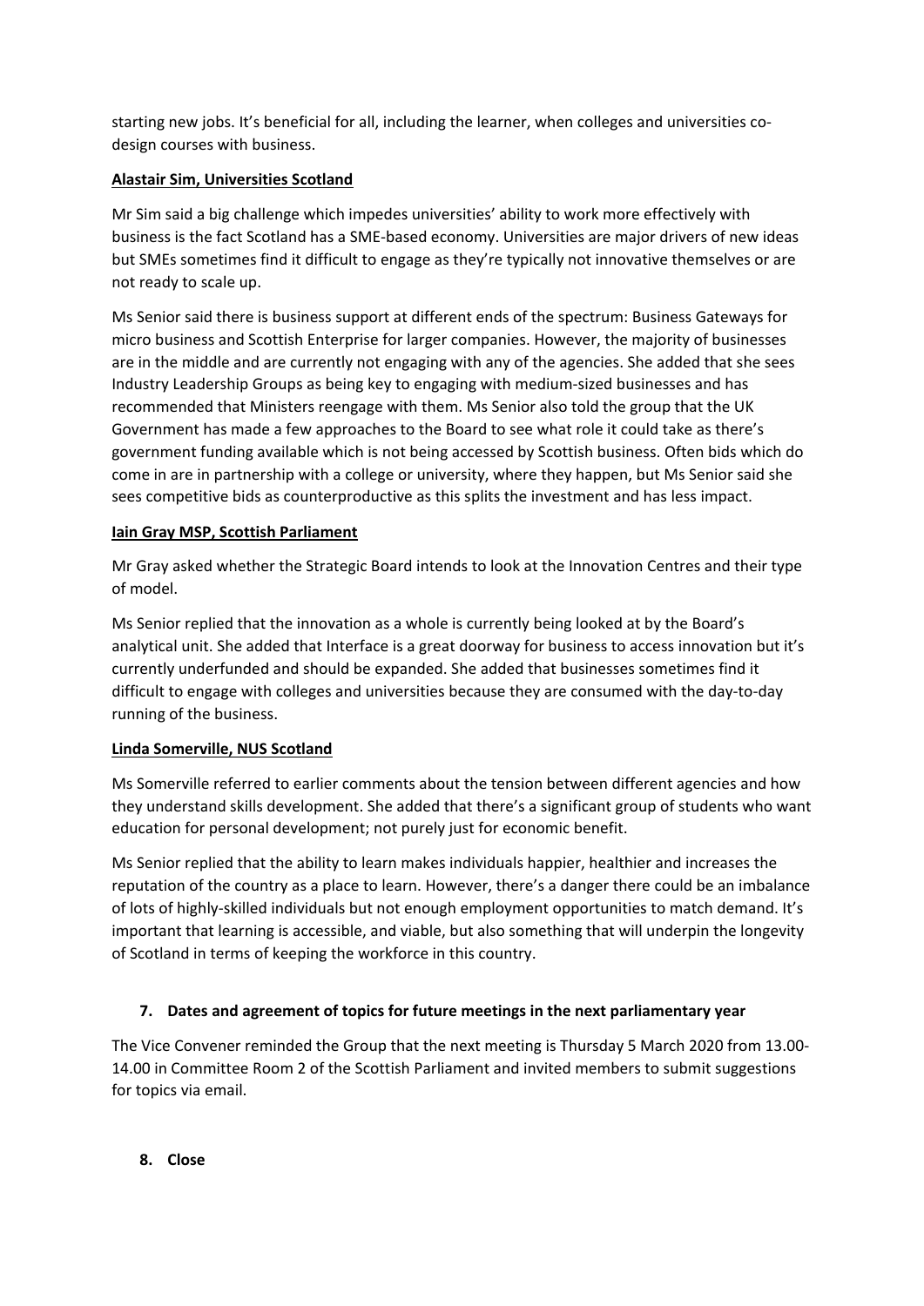starting new jobs. It's beneficial for all, including the learner, when colleges and universities co-design courses with business.

**Alastair Sim, Universities Scotland**

Mr Sim said a big challenge which impedes universities' ability to work more effectively with business is the fact Scotland has a SME-based economy. Universities are major drivers of new ideas but SMEs sometimes find it difficult to engage as they're typically not innovative themselves or are not ready to scale up.

Ms Senior said there is business support at different ends of the spectrum: Business Gateways for micro business and Scottish Enterprise for larger companies. However, the majority of businesses are in the middle and are currently not engaging with any of the agencies. She added that she sees Industry Leadership Groups as being key to engaging with medium-sized businesses and has recommended that Ministers reengage with them. Ms Senior also told the group that the UK Government has made a few approaches to the Board to see what role it could take as there's government funding available which is not being accessed by Scottish business. Often bids which do come in are in partnership with a college or university, where they happen, but Ms Senior said she sees competitive bids as counterproductive as this splits the investment and has less impact.

**Iain Gray MSP, Scottish Parliament**

Mr Gray asked whether the Strategic Board intends to look at the Innovation Centres and their type of model.

Ms Senior replied that the innovation as a whole is currently being looked at by the Board's analytical unit. She added that Interface is a great doorway for business to access innovation but it's currently underfunded and should be expanded. She added that businesses sometimes find it difficult to engage with colleges and universities because they are consumed with the day-to-day running of the business.

**Linda Somerville, NUS Scotland**

Ms Somerville referred to earlier comments about the tension between different agencies and how they understand skills development. She added that there's a significant group of students who want education for personal development; not purely just for economic benefit.

Ms Senior replied that the ability to learn makes individuals happier, healthier and increases the reputation of the country as a place to learn. However, there's a danger there could be an imbalance of lots of highly-skilled individuals but not enough employment opportunities to match demand. It's important that learning is accessible, and viable, but also something that will underpin the longevity of Scotland in terms of keeping the workforce in this country.

7. **Dates and agreement of topics for future meetings in the next parliamentary year**

The Vice Convener reminded the Group that the next meeting is Thursday 5 March 2020 from 13.00-14.00 in Committee Room 2 of the Scottish Parliament and invited members to submit suggestions for topics via email.

8. **Close**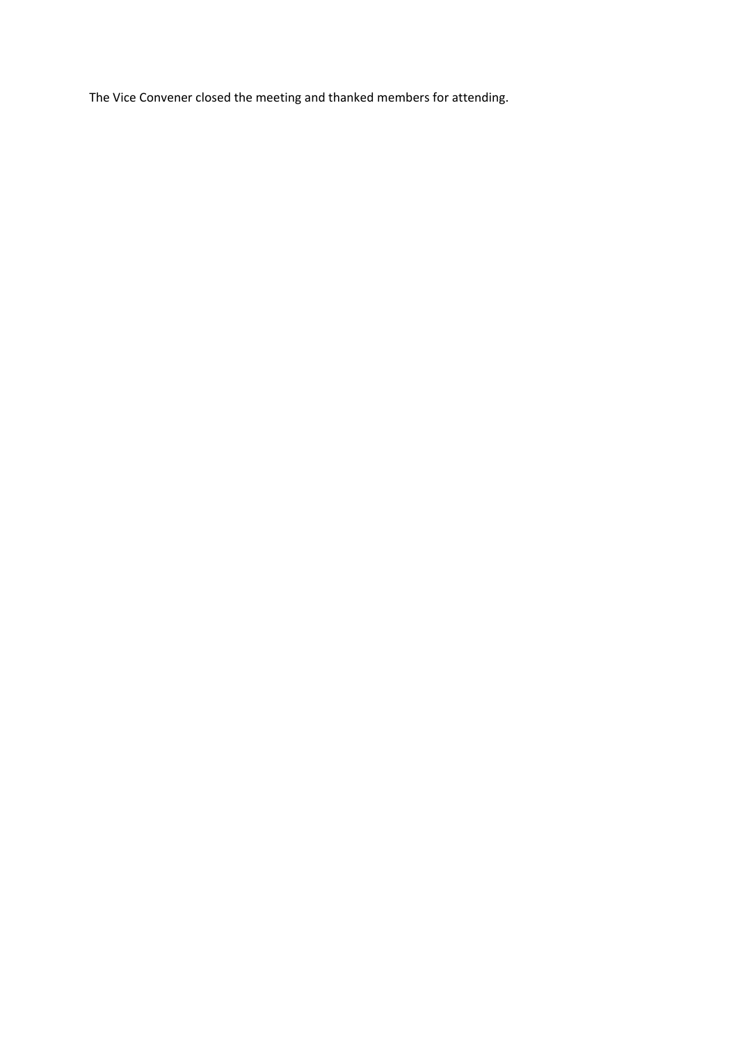The Vice Convener closed the meeting and thanked members for attending.